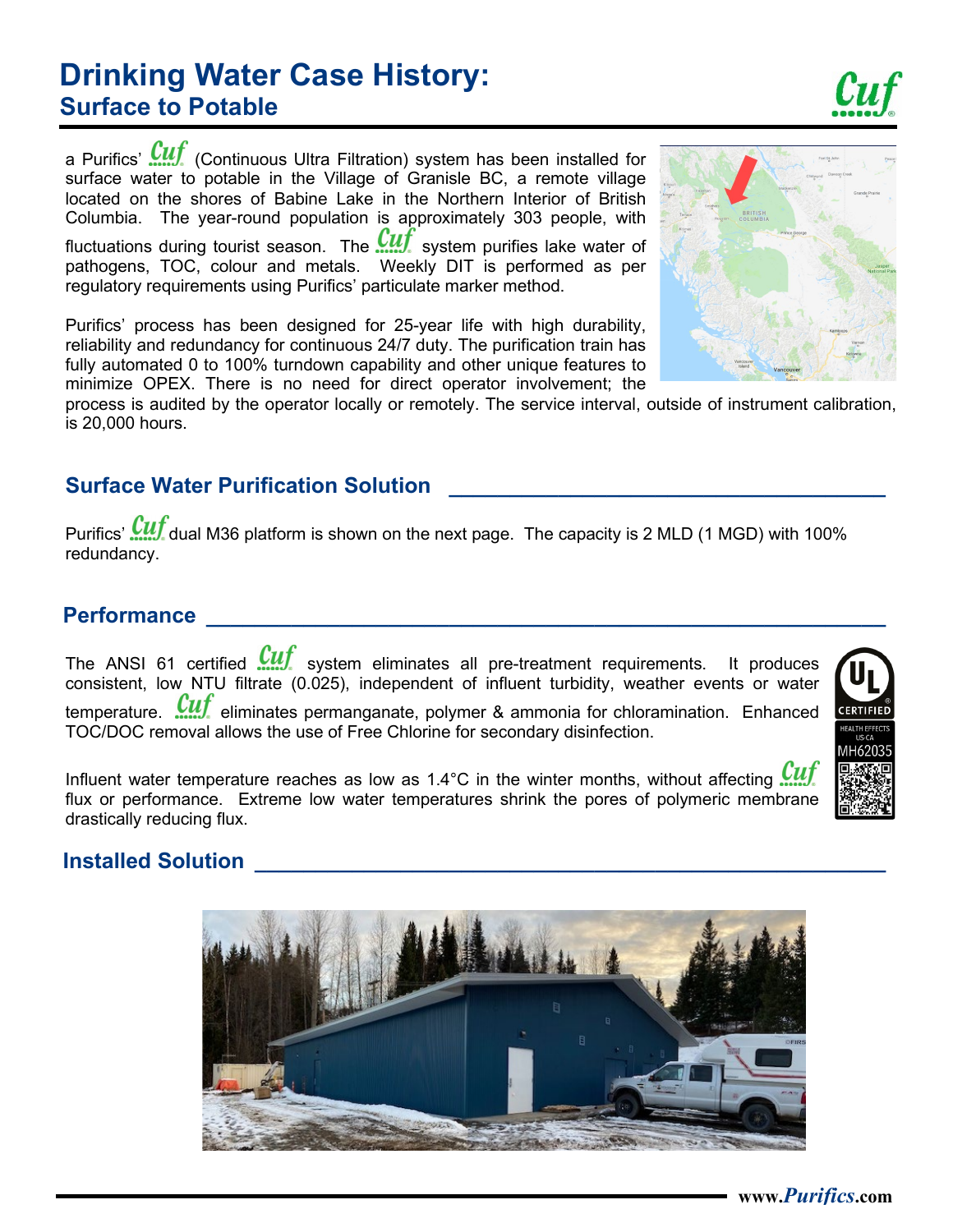# Drinking Water Case History:

## Surface to Potable

a Purifics' Cuf (Continuous Ultra Filtration) system has been installed for surface water to potable in the Village of Granisle BC, a remote village located on the shores of Babine Lake in the Northern Interior of British Columbia. The year-round population is approximately 303 people, with fluctuations during tourist season. The Cuf system purifies lake water of pathogens, TOC, colour and metals. Weekly DIT is performed as per regulatory requirements using Purifics' particulate marker method.

Purifics' process has been designed for 25-year life with high durability, reliability and redundancy for continuous 24/7 duty. The purification train has fully automated 0 to 100% turndown capability and other unique features to minimize OPEX. There is no need for direct operator involvement; the process is audited by the operator locally or remotely. The service interval, outside of instrument calibration, is 20,000 hours.

### Surface Water Purification Solution

Purifics' Cuf dual M36 platform is shown on the next page. The capacity is 2 MLD (1 MGD) with 100% redundancy.

### Performance

The ANSI 61 certified Cuf system eliminates all pre-treatment requirements. It produces consistent, low NTU filtrate (0.025), independent of influent turbidity, weather events or water temperature. Cuf eliminates permanganate, polymer & ammonia for chloramination. Enhanced TOC/DOC removal allows the use of Free Chlorine for secondary disinfection.

Influent water temperature reaches as low as 1.4°C in the winter months, without affecting Cuf flux or performance. Extreme low water temperatures shrink the pores of polymeric membrane drastically reducing flux.

UL CERTIFIED HEALTH EFFECTS US-CA MH62035

### Installed Solution

www.Purifics.com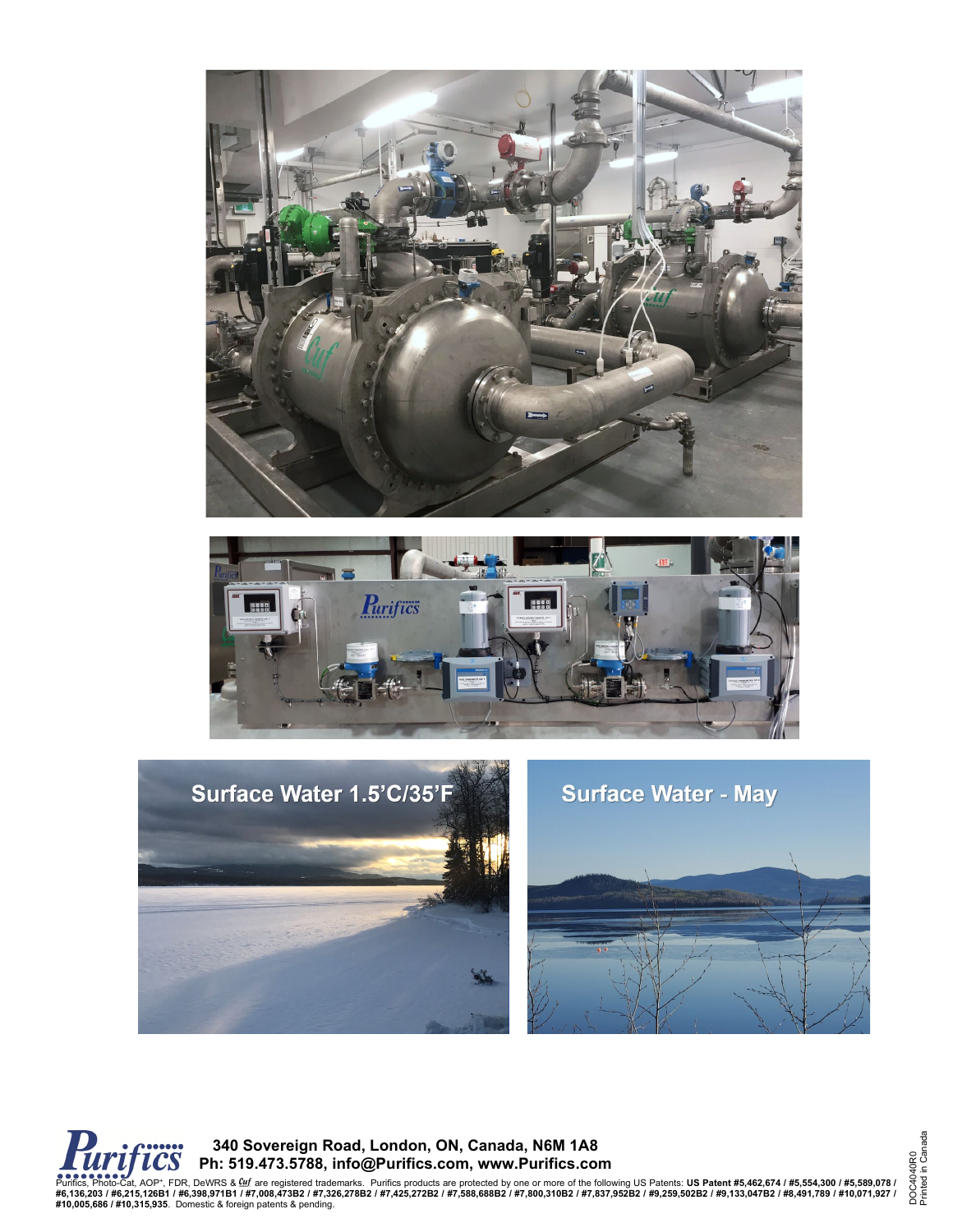Surface Water 1.5'C/35'F

Surface Water - May

**340 Sovereign Road, London, ON, Canada, N6M 1A8**
**Ph: 519.473.5788, info@Purifics.com, www.Purifics.com**

Purifics, Photo-Cat, AOP⁺, FDR, DeWRS & Cuf are registered trademarks. Purifics products are protected by one or more of the following US Patents: **US Patent #5,462,674 / #5,554,300 / #5,589,078 / #6,136,203 / #6,215,126B1 / #6,398,971B1 / #7,008,473B2 / #7,326,278B2 / #7,425,272B2 / #7,588,688B2 / #7,800,310B2 / #7,837,952B2 / #9,259,502B2 / #9,133,047B2 / #8,491,789 / #10,071,927 / #10,005,686 / #10,315,935**. Domestic & foreign patents & pending.

DOC4040R0
Printed in Canada